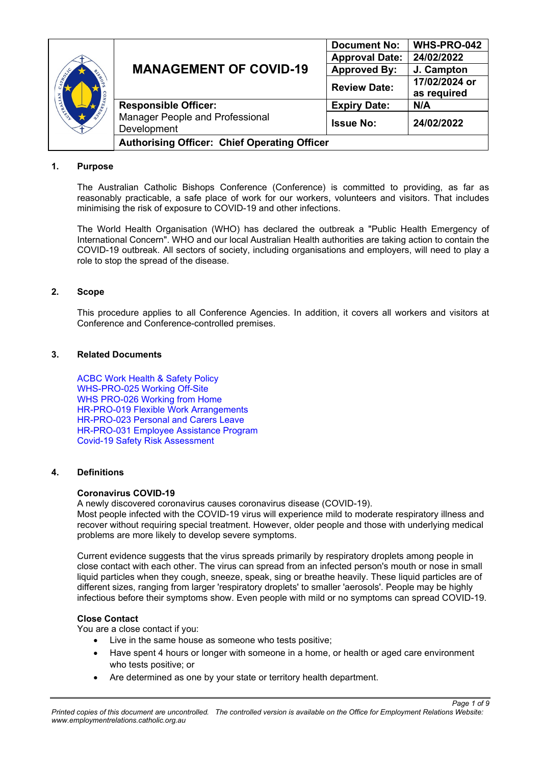| MANAGEMENT OF COVID-19 | | Document No: | WHS-PRO-042 |
|---|---|---|---|
| | | Approval Date: | 24/02/2022 |
| | | Approved By: | J. Campton |
| | | Review Date: | 17/02/2024 or as required |
| **Responsible Officer:** Manager People and Professional Development | | Expiry Date: | N/A |
| | | Issue No: | 24/02/2022 |
| **Authorising Officer: Chief Operating Officer** | | | |

## 1. Purpose

The Australian Catholic Bishops Conference (Conference) is committed to providing, as far as reasonably practicable, a safe place of work for our workers, volunteers and visitors. That includes minimising the risk of exposure to COVID-19 and other infections.

The World Health Organisation (WHO) has declared the outbreak a "Public Health Emergency of International Concern". WHO and our local Australian Health authorities are taking action to contain the COVID-19 outbreak. All sectors of society, including organisations and employers, will need to play a role to stop the spread of the disease.

## 2. Scope

This procedure applies to all Conference Agencies. In addition, it covers all workers and visitors at Conference and Conference-controlled premises.

## 3. Related Documents

ACBC Work Health & Safety Policy
WHS-PRO-025 Working Off-Site
WHS PRO-026 Working from Home
HR-PRO-019 Flexible Work Arrangements
HR-PRO-023 Personal and Carers Leave
HR-PRO-031 Employee Assistance Program
Covid-19 Safety Risk Assessment

## 4. Definitions

**Coronavirus COVID-19**
A newly discovered coronavirus causes coronavirus disease (COVID-19).
Most people infected with the COVID-19 virus will experience mild to moderate respiratory illness and recover without requiring special treatment. However, older people and those with underlying medical problems are more likely to develop severe symptoms.

Current evidence suggests that the virus spreads primarily by respiratory droplets among people in close contact with each other. The virus can spread from an infected person's mouth or nose in small liquid particles when they cough, sneeze, speak, sing or breathe heavily. These liquid particles are of different sizes, ranging from larger 'respiratory droplets' to smaller 'aerosols'. People may be highly infectious before their symptoms show. Even people with mild or no symptoms can spread COVID-19.

**Close Contact**
You are a close contact if you:

- Live in the same house as someone who tests positive;
- Have spent 4 hours or longer with someone in a home, or health or aged care environment who tests positive; or
- Are determined as one by your state or territory health department.

*Printed copies of this document are uncontrolled. The controlled version is available on the Office for Employment Relations Website: www.employmentrelations.catholic.org.au*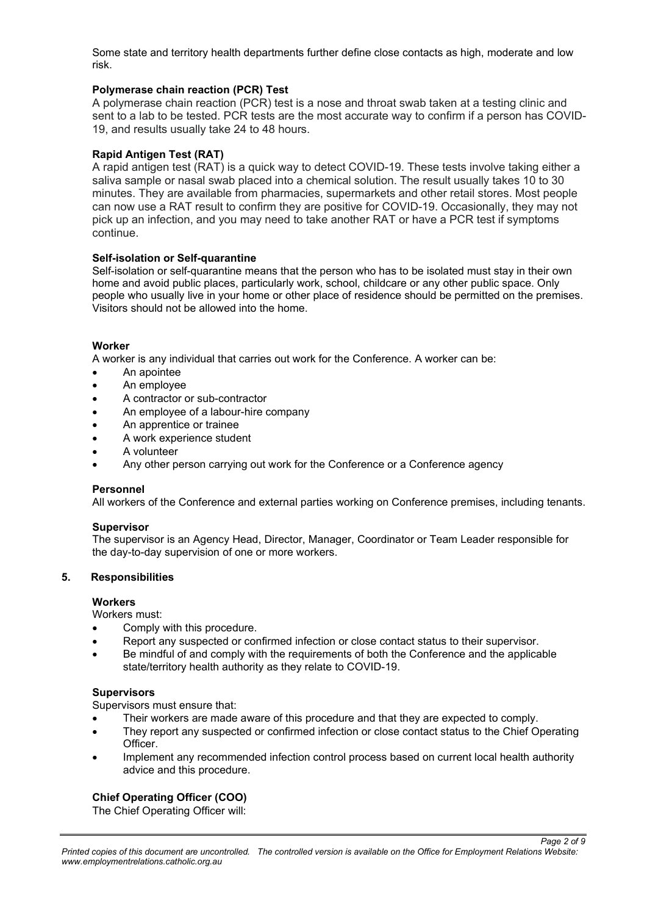Some state and territory health departments further define close contacts as high, moderate and low risk.

**Polymerase chain reaction (PCR) Test**

A polymerase chain reaction (PCR) test is a nose and throat swab taken at a testing clinic and sent to a lab to be tested. PCR tests are the most accurate way to confirm if a person has COVID-19, and results usually take 24 to 48 hours.

**Rapid Antigen Test (RAT)**

A rapid antigen test (RAT) is a quick way to detect COVID-19. These tests involve taking either a saliva sample or nasal swab placed into a chemical solution. The result usually takes 10 to 30 minutes. They are available from pharmacies, supermarkets and other retail stores. Most people can now use a RAT result to confirm they are positive for COVID-19. Occasionally, they may not pick up an infection, and you may need to take another RAT or have a PCR test if symptoms continue.

**Self-isolation or Self-quarantine**

Self-isolation or self-quarantine means that the person who has to be isolated must stay in their own home and avoid public places, particularly work, school, childcare or any other public space. Only people who usually live in your home or other place of residence should be permitted on the premises. Visitors should not be allowed into the home.

**Worker**

A worker is any individual that carries out work for the Conference. A worker can be:

- An apointee
- An employee
- A contractor or sub-contractor
- An employee of a labour-hire company
- An apprentice or trainee
- A work experience student
- A volunteer
- Any other person carrying out work for the Conference or a Conference agency

**Personnel**

All workers of the Conference and external parties working on Conference premises, including tenants.

**Supervisor**

The supervisor is an Agency Head, Director, Manager, Coordinator or Team Leader responsible for the day-to-day supervision of one or more workers.

## 5. Responsibilities

**Workers**

Workers must:

- Comply with this procedure.
- Report any suspected or confirmed infection or close contact status to their supervisor.
- Be mindful of and comply with the requirements of both the Conference and the applicable state/territory health authority as they relate to COVID-19.

**Supervisors**

Supervisors must ensure that:

- Their workers are made aware of this procedure and that they are expected to comply.
- They report any suspected or confirmed infection or close contact status to the Chief Operating Officer.
- Implement any recommended infection control process based on current local health authority advice and this procedure.

**Chief Operating Officer (COO)**

The Chief Operating Officer will: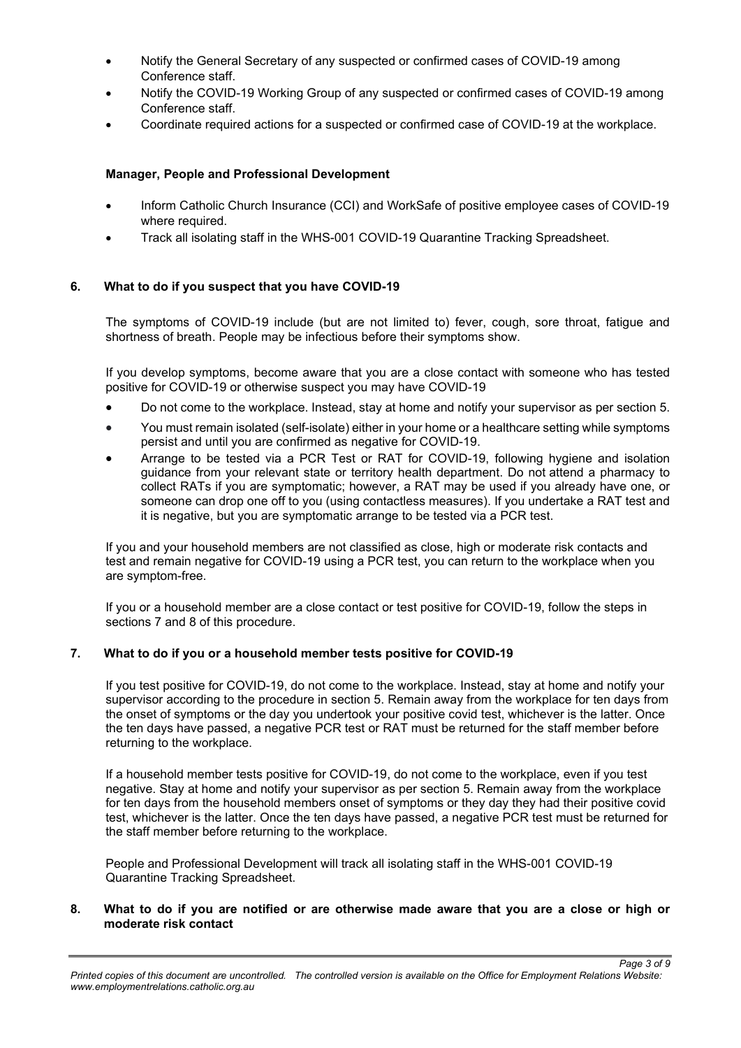- Notify the General Secretary of any suspected or confirmed cases of COVID-19 among Conference staff.
- Notify the COVID-19 Working Group of any suspected or confirmed cases of COVID-19 among Conference staff.
- Coordinate required actions for a suspected or confirmed case of COVID-19 at the workplace.

**Manager, People and Professional Development**

- Inform Catholic Church Insurance (CCI) and WorkSafe of positive employee cases of COVID-19 where required.
- Track all isolating staff in the WHS-001 COVID-19 Quarantine Tracking Spreadsheet.

## 6. What to do if you suspect that you have COVID-19

The symptoms of COVID-19 include (but are not limited to) fever, cough, sore throat, fatigue and shortness of breath. People may be infectious before their symptoms show.

If you develop symptoms, become aware that you are a close contact with someone who has tested positive for COVID-19 or otherwise suspect you may have COVID-19

- Do not come to the workplace. Instead, stay at home and notify your supervisor as per section 5.
- You must remain isolated (self-isolate) either in your home or a healthcare setting while symptoms persist and until you are confirmed as negative for COVID-19.
- Arrange to be tested via a PCR Test or RAT for COVID-19, following hygiene and isolation guidance from your relevant state or territory health department. Do not attend a pharmacy to collect RATs if you are symptomatic; however, a RAT may be used if you already have one, or someone can drop one off to you (using contactless measures). If you undertake a RAT test and it is negative, but you are symptomatic arrange to be tested via a PCR test.

If you and your household members are not classified as close, high or moderate risk contacts and test and remain negative for COVID-19 using a PCR test, you can return to the workplace when you are symptom-free.

If you or a household member are a close contact or test positive for COVID-19, follow the steps in sections 7 and 8 of this procedure.

## 7. What to do if you or a household member tests positive for COVID-19

If you test positive for COVID-19, do not come to the workplace. Instead, stay at home and notify your supervisor according to the procedure in section 5. Remain away from the workplace for ten days from the onset of symptoms or the day you undertook your positive covid test, whichever is the latter. Once the ten days have passed, a negative PCR test or RAT must be returned for the staff member before returning to the workplace.

If a household member tests positive for COVID-19, do not come to the workplace, even if you test negative. Stay at home and notify your supervisor as per section 5. Remain away from the workplace for ten days from the household members onset of symptoms or they day they had their positive covid test, whichever is the latter. Once the ten days have passed, a negative PCR test must be returned for the staff member before returning to the workplace.

People and Professional Development will track all isolating staff in the WHS-001 COVID-19 Quarantine Tracking Spreadsheet.

## 8. What to do if you are notified or are otherwise made aware that you are a close or high or moderate risk contact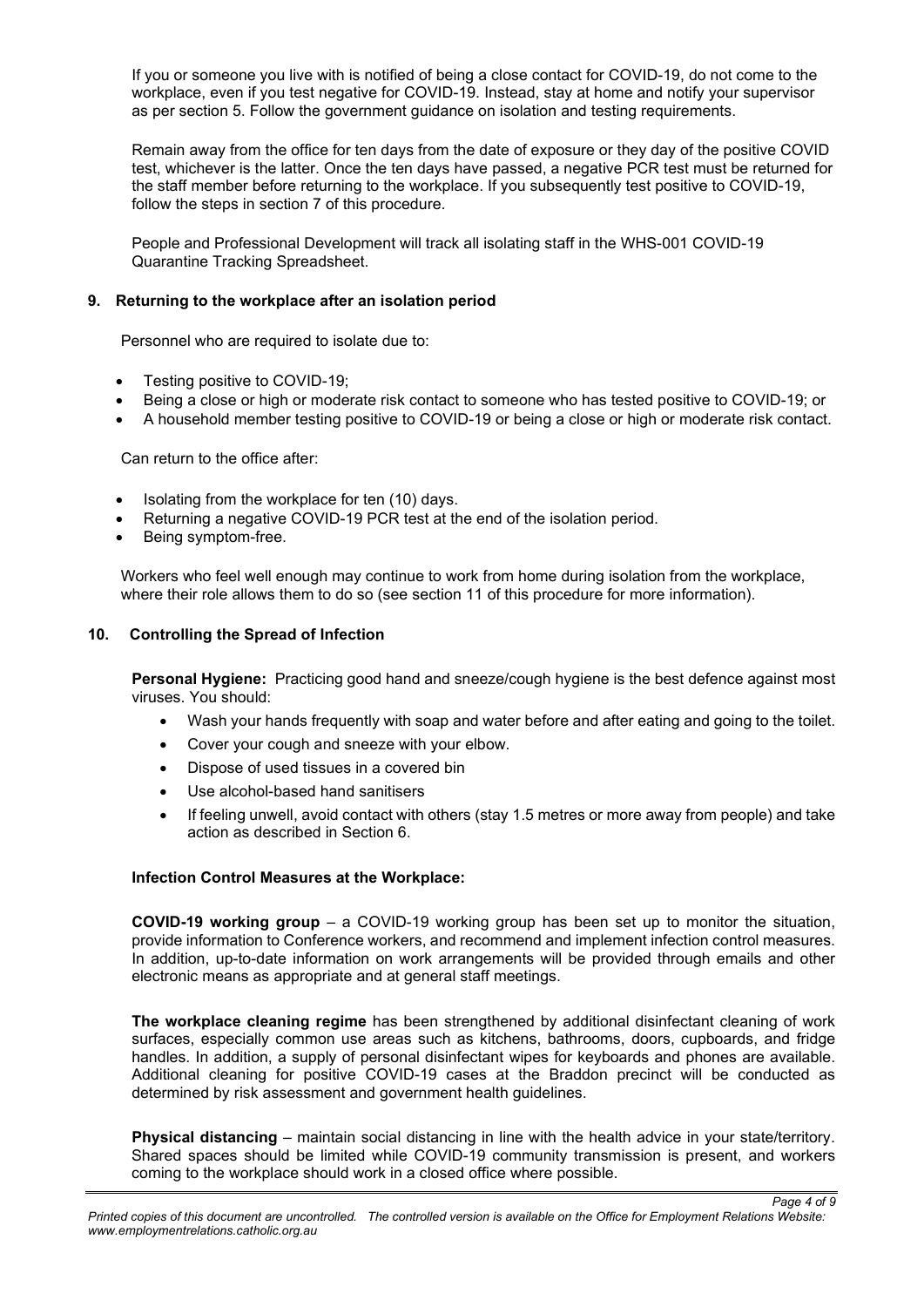If you or someone you live with is notified of being a close contact for COVID-19, do not come to the workplace, even if you test negative for COVID-19. Instead, stay at home and notify your supervisor as per section 5. Follow the government guidance on isolation and testing requirements.

Remain away from the office for ten days from the date of exposure or they day of the positive COVID test, whichever is the latter. Once the ten days have passed, a negative PCR test must be returned for the staff member before returning to the workplace. If you subsequently test positive to COVID-19, follow the steps in section 7 of this procedure.

People and Professional Development will track all isolating staff in the WHS-001 COVID-19 Quarantine Tracking Spreadsheet.

## 9. Returning to the workplace after an isolation period

Personnel who are required to isolate due to:

- Testing positive to COVID-19;
- Being a close or high or moderate risk contact to someone who has tested positive to COVID-19; or
- A household member testing positive to COVID-19 or being a close or high or moderate risk contact.

Can return to the office after:

- Isolating from the workplace for ten (10) days.
- Returning a negative COVID-19 PCR test at the end of the isolation period.
- Being symptom-free.

Workers who feel well enough may continue to work from home during isolation from the workplace, where their role allows them to do so (see section 11 of this procedure for more information).

## 10. Controlling the Spread of Infection

**Personal Hygiene:** Practicing good hand and sneeze/cough hygiene is the best defence against most viruses. You should:

- Wash your hands frequently with soap and water before and after eating and going to the toilet.
- Cover your cough and sneeze with your elbow.
- Dispose of used tissues in a covered bin
- Use alcohol-based hand sanitisers
- If feeling unwell, avoid contact with others (stay 1.5 metres or more away from people) and take action as described in Section 6.

**Infection Control Measures at the Workplace:**

**COVID-19 working group** – a COVID-19 working group has been set up to monitor the situation, provide information to Conference workers, and recommend and implement infection control measures. In addition, up-to-date information on work arrangements will be provided through emails and other electronic means as appropriate and at general staff meetings.

**The workplace cleaning regime** has been strengthened by additional disinfectant cleaning of work surfaces, especially common use areas such as kitchens, bathrooms, doors, cupboards, and fridge handles. In addition, a supply of personal disinfectant wipes for keyboards and phones are available. Additional cleaning for positive COVID-19 cases at the Braddon precinct will be conducted as determined by risk assessment and government health guidelines.

**Physical distancing** – maintain social distancing in line with the health advice in your state/territory. Shared spaces should be limited while COVID-19 community transmission is present, and workers coming to the workplace should work in a closed office where possible.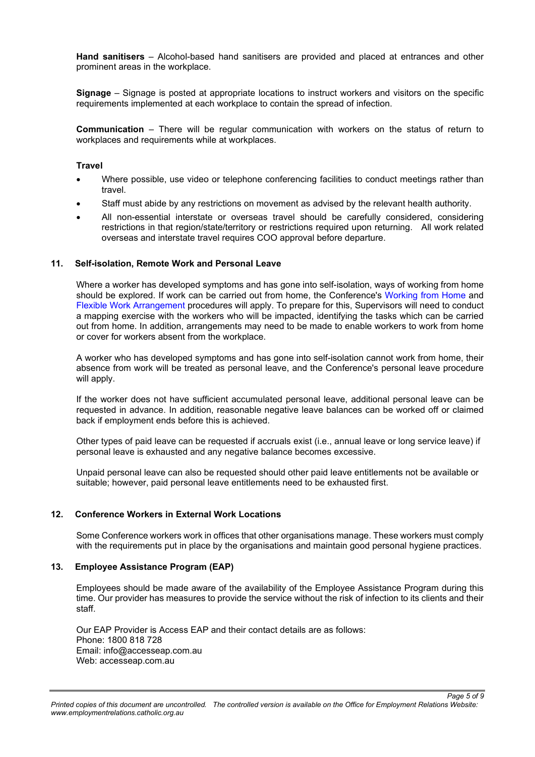**Hand sanitisers** – Alcohol-based hand sanitisers are provided and placed at entrances and other prominent areas in the workplace.

**Signage** – Signage is posted at appropriate locations to instruct workers and visitors on the specific requirements implemented at each workplace to contain the spread of infection.

**Communication** – There will be regular communication with workers on the status of return to workplaces and requirements while at workplaces.

**Travel**

- Where possible, use video or telephone conferencing facilities to conduct meetings rather than travel.
- Staff must abide by any restrictions on movement as advised by the relevant health authority.
- All non-essential interstate or overseas travel should be carefully considered, considering restrictions in that region/state/territory or restrictions required upon returning. All work related overseas and interstate travel requires COO approval before departure.

## 11. Self-isolation, Remote Work and Personal Leave

Where a worker has developed symptoms and has gone into self-isolation, ways of working from home should be explored. If work can be carried out from home, the Conference's Working from Home and Flexible Work Arrangement procedures will apply. To prepare for this, Supervisors will need to conduct a mapping exercise with the workers who will be impacted, identifying the tasks which can be carried out from home. In addition, arrangements may need to be made to enable workers to work from home or cover for workers absent from the workplace.

A worker who has developed symptoms and has gone into self-isolation cannot work from home, their absence from work will be treated as personal leave, and the Conference's personal leave procedure will apply.

If the worker does not have sufficient accumulated personal leave, additional personal leave can be requested in advance. In addition, reasonable negative leave balances can be worked off or claimed back if employment ends before this is achieved.

Other types of paid leave can be requested if accruals exist (i.e., annual leave or long service leave) if personal leave is exhausted and any negative balance becomes excessive.

Unpaid personal leave can also be requested should other paid leave entitlements not be available or suitable; however, paid personal leave entitlements need to be exhausted first.

## 12. Conference Workers in External Work Locations

Some Conference workers work in offices that other organisations manage. These workers must comply with the requirements put in place by the organisations and maintain good personal hygiene practices.

## 13. Employee Assistance Program (EAP)

Employees should be made aware of the availability of the Employee Assistance Program during this time. Our provider has measures to provide the service without the risk of infection to its clients and their staff.

Our EAP Provider is Access EAP and their contact details are as follows:
Phone: 1800 818 728
Email: info@accesseap.com.au
Web: accesseap.com.au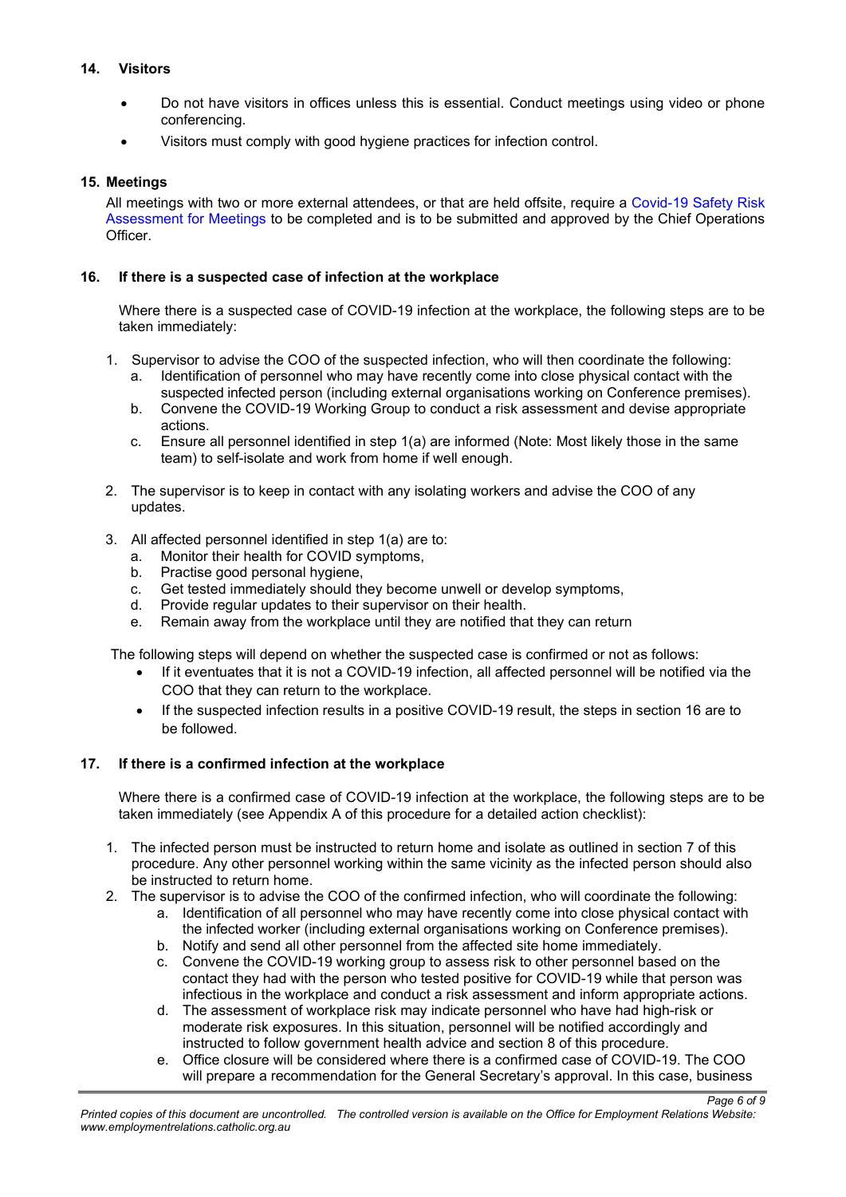## 14. Visitors

- Do not have visitors in offices unless this is essential. Conduct meetings using video or phone conferencing.
- Visitors must comply with good hygiene practices for infection control.

## 15. Meetings

All meetings with two or more external attendees, or that are held offsite, require a Covid-19 Safety Risk Assessment for Meetings to be completed and is to be submitted and approved by the Chief Operations Officer.

## 16. If there is a suspected case of infection at the workplace

Where there is a suspected case of COVID-19 infection at the workplace, the following steps are to be taken immediately:

1. Supervisor to advise the COO of the suspected infection, who will then coordinate the following:
   a. Identification of personnel who may have recently come into close physical contact with the suspected infected person (including external organisations working on Conference premises).
   b. Convene the COVID-19 Working Group to conduct a risk assessment and devise appropriate actions.
   c. Ensure all personnel identified in step 1(a) are informed (Note: Most likely those in the same team) to self-isolate and work from home if well enough.

2. The supervisor is to keep in contact with any isolating workers and advise the COO of any updates.

3. All affected personnel identified in step 1(a) are to:
   a. Monitor their health for COVID symptoms,
   b. Practise good personal hygiene,
   c. Get tested immediately should they become unwell or develop symptoms,
   d. Provide regular updates to their supervisor on their health.
   e. Remain away from the workplace until they are notified that they can return

The following steps will depend on whether the suspected case is confirmed or not as follows:

- If it eventuates that it is not a COVID-19 infection, all affected personnel will be notified via the COO that they can return to the workplace.
- If the suspected infection results in a positive COVID-19 result, the steps in section 16 are to be followed.

## 17. If there is a confirmed infection at the workplace

Where there is a confirmed case of COVID-19 infection at the workplace, the following steps are to be taken immediately (see Appendix A of this procedure for a detailed action checklist):

1. The infected person must be instructed to return home and isolate as outlined in section 7 of this procedure. Any other personnel working within the same vicinity as the infected person should also be instructed to return home.
2. The supervisor is to advise the COO of the confirmed infection, who will coordinate the following:
   a. Identification of all personnel who may have recently come into close physical contact with the infected worker (including external organisations working on Conference premises).
   b. Notify and send all other personnel from the affected site home immediately.
   c. Convene the COVID-19 working group to assess risk to other personnel based on the contact they had with the person who tested positive for COVID-19 while that person was infectious in the workplace and conduct a risk assessment and inform appropriate actions.
   d. The assessment of workplace risk may indicate personnel who have had high-risk or moderate risk exposures. In this situation, personnel will be notified accordingly and instructed to follow government health advice and section 8 of this procedure.
   e. Office closure will be considered where there is a confirmed case of COVID-19. The COO will prepare a recommendation for the General Secretary's approval. In this case, business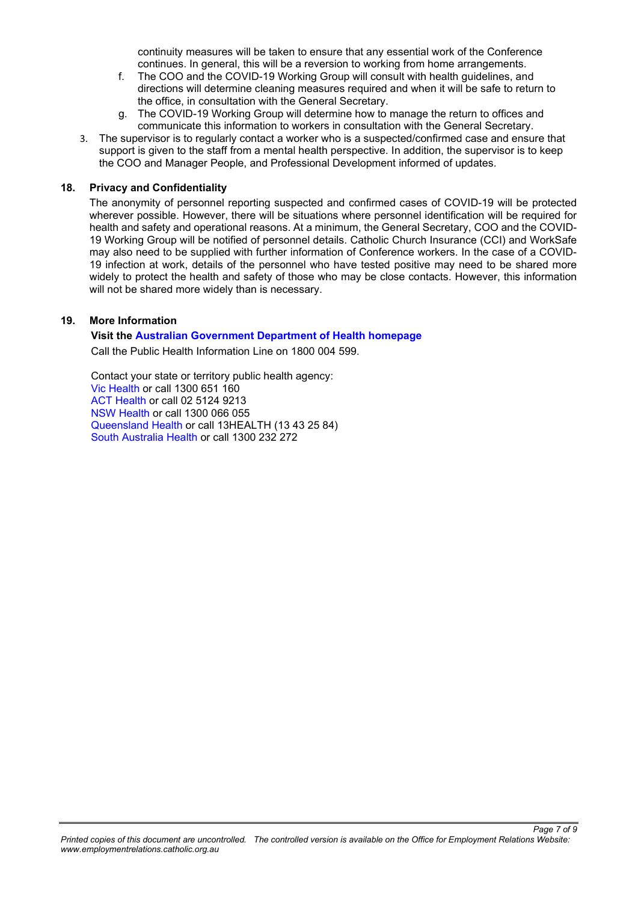continuity measures will be taken to ensure that any essential work of the Conference continues. In general, this will be a reversion to working from home arrangements.

f. The COO and the COVID-19 Working Group will consult with health guidelines, and directions will determine cleaning measures required and when it will be safe to return to the office, in consultation with the General Secretary.

g. The COVID-19 Working Group will determine how to manage the return to offices and communicate this information to workers in consultation with the General Secretary.

3. The supervisor is to regularly contact a worker who is a suspected/confirmed case and ensure that support is given to the staff from a mental health perspective. In addition, the supervisor is to keep the COO and Manager People, and Professional Development informed of updates.

## 18. Privacy and Confidentiality

The anonymity of personnel reporting suspected and confirmed cases of COVID-19 will be protected wherever possible. However, there will be situations where personnel identification will be required for health and safety and operational reasons. At a minimum, the General Secretary, COO and the COVID-19 Working Group will be notified of personnel details. Catholic Church Insurance (CCI) and WorkSafe may also need to be supplied with further information of Conference workers. In the case of a COVID-19 infection at work, details of the personnel who have tested positive may need to be shared more widely to protect the health and safety of those who may be close contacts. However, this information will not be shared more widely than is necessary.

## 19. More Information

**Visit the Australian Government Department of Health homepage**

Call the Public Health Information Line on 1800 004 599.

Contact your state or territory public health agency:
Vic Health or call 1300 651 160
ACT Health or call 02 5124 9213
NSW Health or call 1300 066 055
Queensland Health or call 13HEALTH (13 43 25 84)
South Australia Health or call 1300 232 272

*Printed copies of this document are uncontrolled. The controlled version is available on the Office for Employment Relations Website: www.employmentrelations.catholic.org.au*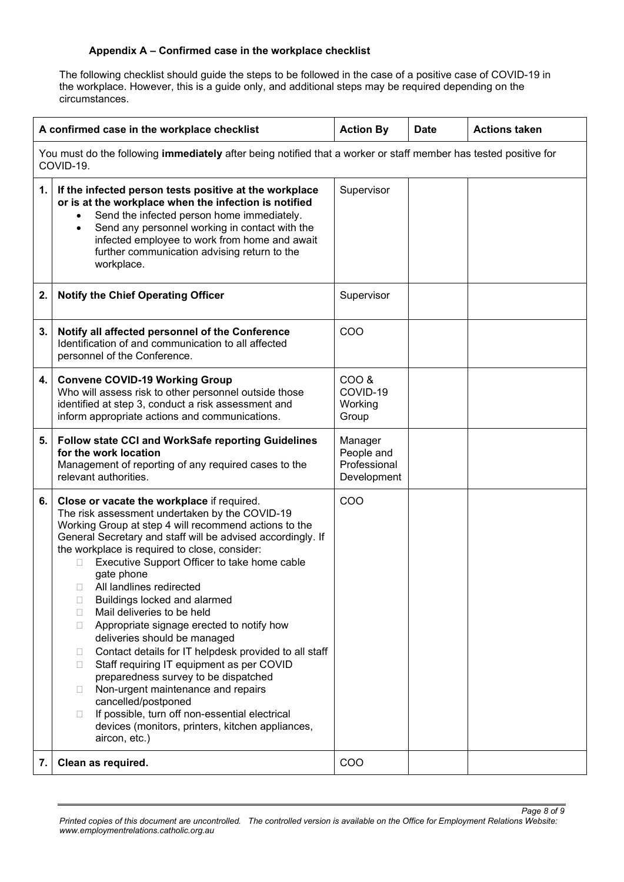#### Appendix A – Confirmed case in the workplace checklist

The following checklist should guide the steps to be followed in the case of a positive case of COVID-19 in the workplace. However, this is a guide only, and additional steps may be required depending on the circumstances.

| | A confirmed case in the workplace checklist | Action By | Date | Actions taken |
|---|---|---|---|---|
| | You must do the following **immediately** after being notified that a worker or staff member has tested positive for COVID-19. | | | |
| 1. | **If the infected person tests positive at the workplace or is at the workplace when the infection is notified**<br>• Send the infected person home immediately.<br>• Send any personnel working in contact with the infected employee to work from home and await further communication advising return to the workplace. | Supervisor | | |
| 2. | **Notify the Chief Operating Officer** | Supervisor | | |
| 3. | **Notify all affected personnel of the Conference**<br>Identification of and communication to all affected personnel of the Conference. | COO | | |
| 4. | **Convene COVID-19 Working Group**<br>Who will assess risk to other personnel outside those identified at step 3, conduct a risk assessment and inform appropriate actions and communications. | COO & COVID-19 Working Group | | |
| 5. | **Follow state CCI and WorkSafe reporting Guidelines for the work location**<br>Management of reporting of any required cases to the relevant authorities. | Manager People and Professional Development | | |
| 6. | **Close or vacate the workplace** if required.<br>The risk assessment undertaken by the COVID-19 Working Group at step 4 will recommend actions to the General Secretary and staff will be advised accordingly. If the workplace is required to close, consider:<br>☐ Executive Support Officer to take home cable gate phone<br>☐ All landlines redirected<br>☐ Buildings locked and alarmed<br>☐ Mail deliveries to be held<br>☐ Appropriate signage erected to notify how deliveries should be managed<br>☐ Contact details for IT helpdesk provided to all staff<br>☐ Staff requiring IT equipment as per COVID preparedness survey to be dispatched<br>☐ Non-urgent maintenance and repairs cancelled/postponed<br>☐ If possible, turn off non-essential electrical devices (monitors, printers, kitchen appliances, aircon, etc.) | COO | | |
| 7. | **Clean as required.** | COO | | |

*Printed copies of this document are uncontrolled. The controlled version is available on the Office for Employment Relations Website: www.employmentrelations.catholic.org.au*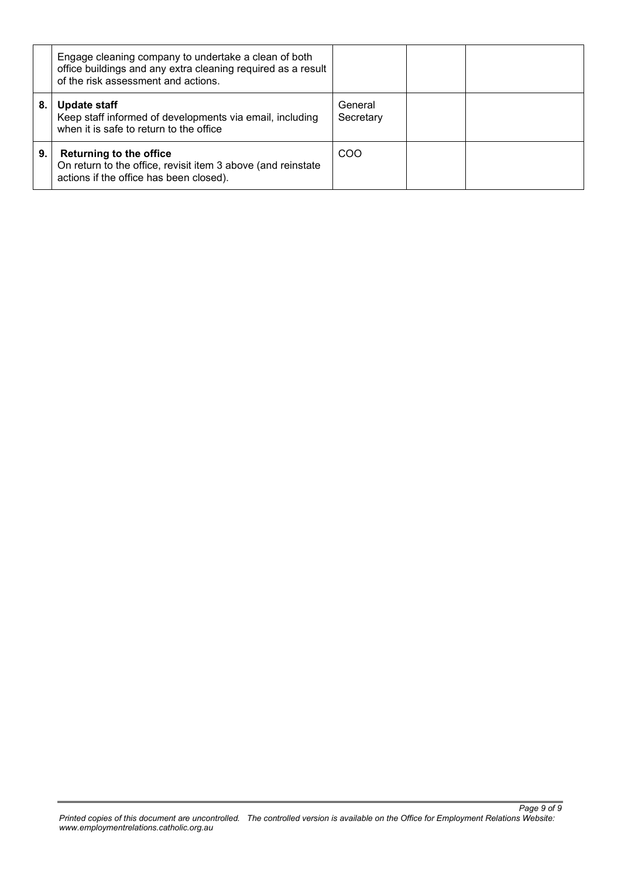| | | | | |
|---|---|---|---|---|
| | Engage cleaning company to undertake a clean of both office buildings and any extra cleaning required as a result of the risk assessment and actions. | | | |
| **8.** | **Update staff**<br>Keep staff informed of developments via email, including when it is safe to return to the office | General Secretary | | |
| **9.** | **Returning to the office**<br>On return to the office, revisit item 3 above (and reinstate actions if the office has been closed). | COO | | |

*Printed copies of this document are uncontrolled. The controlled version is available on the Office for Employment Relations Website: www.employmentrelations.catholic.org.au*